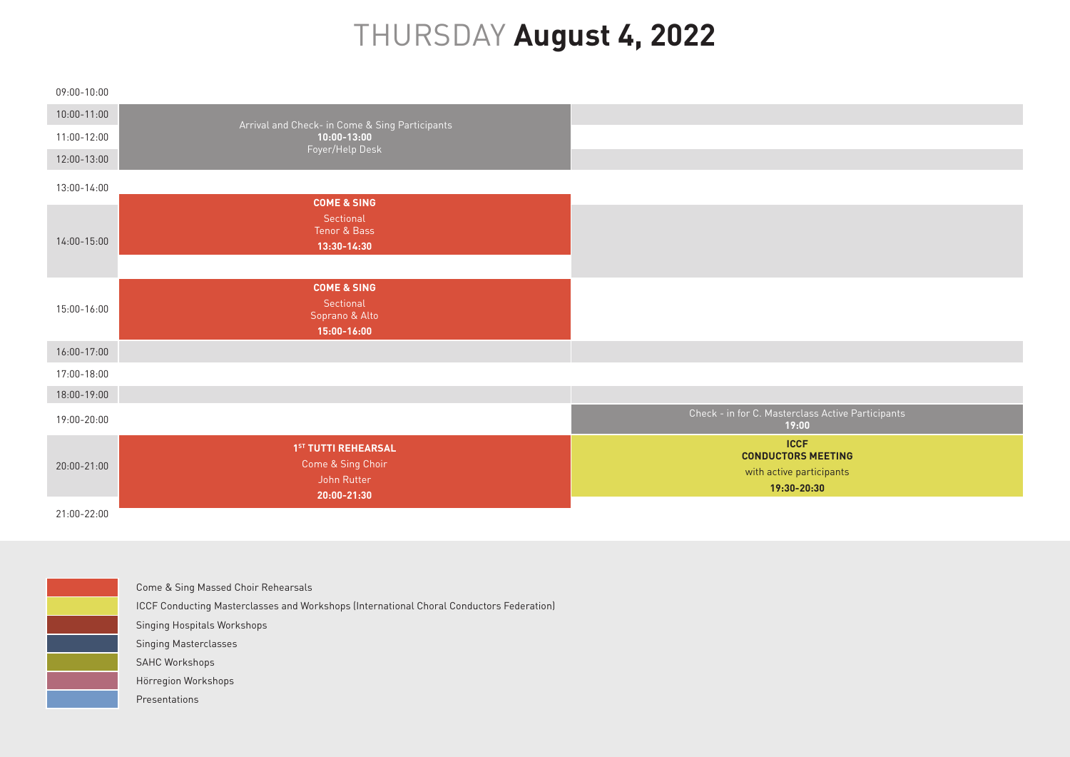# THURSDAY **August 4, 2022**

| Time | Column 1 | Column 2 |
|---|---|---|
| 09:00-10:00 | | |
| 10:00-11:00 | Arrival and Check- in Come & Sing Participants **10:00-13:00** Foyer/Help Desk | |
| 11:00-12:00 | | |
| 12:00-13:00 | | |
| 13:00-14:00 | **COME & SING** Sectional Tenor & Bass **13:30-14:30** | |
| 14:00-15:00 | | |
| 15:00-16:00 | **COME & SING** Sectional Soprano & Alto **15:00-16:00** | |
| 16:00-17:00 | | |
| 17:00-18:00 | | |
| 18:00-19:00 | | |
| 19:00-20:00 | | Check - in for C. Masterclass Active Participants **19:00** |
| 20:00-21:00 | **1ST TUTTI REHEARSAL** Come & Sing Choir John Rutter **20:00-21:30** | **ICCF CONDUCTORS MEETING** with active participants **19:30-20:30** |
| 21:00-22:00 | | |

- Come & Sing Massed Choir Rehearsals
- ICCF Conducting Masterclasses and Workshops (International Choral Conductors Federation)
- Singing Hospitals Workshops
- Singing Masterclasses
- SAHC Workshops
- Hörregion Workshops
- Presentations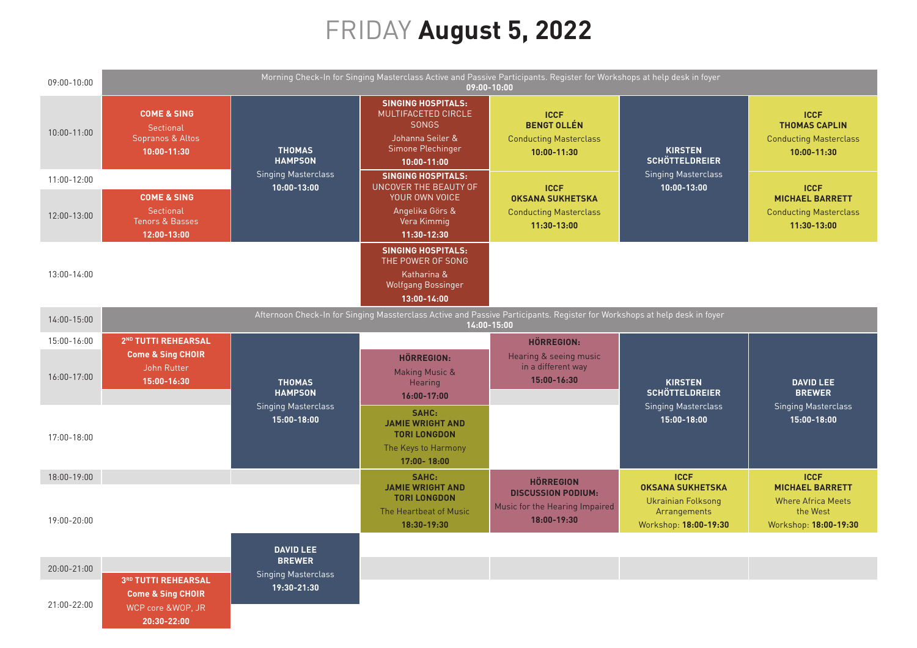# FRIDAY **August 5, 2022**

| Time | Column 1 | Column 2 | Column 3 | Column 4 | Column 5 | Column 6 |
|---|---|---|---|---|---|---|
| 09:00-10:00 | Morning Check-In for Singing Masterclass Active and Passive Participants. Register for Workshops at help desk in foyer **09:00-10:00** | | | | | |
| 10:00-11:00 | **COME & SING** Sectional Sopranos & Altos **10:00-11:30** | **THOMAS HAMPSON** Singing Masterclass **10:00-13:00** | **SINGING HOSPITALS:** MULTIFACETED CIRCLE SONGS Johanna Seiler & Simone Plechinger **10:00-11:00** | **ICCF BENGT OLLÉN** Conducting Masterclass **10:00-11:30** | **KIRSTEN SCHÖTTELDREIER** Singing Masterclass **10:00-13:00** | **ICCF THOMAS CAPLIN** Conducting Masterclass **10:00-11:30** |
| 11:00-12:00 | | | **SINGING HOSPITALS:** UNCOVER THE BEAUTY OF YOUR OWN VOICE Angelika Görs & Vera Kimmig **11:30-12:30** | **ICCF OKSANA SUKHETSKA** Conducting Masterclass **11:30-13:00** | | **ICCF MICHAEL BARRETT** Conducting Masterclass **11:30-13:00** |
| 12:00-13:00 | **COME & SING** Sectional Tenors & Basses **12:00-13:00** | | | | | |
| 13:00-14:00 | | | **SINGING HOSPITALS:** THE POWER OF SONG Katharina & Wolfgang Bossinger **13:00-14:00** | | | |
| 14:00-15:00 | Afternoon Check-In for Singing Masterclass Active and Passive Participants. Register for Workshops at help desk in foyer **14:00-15:00** | | | | | |
| 15:00-16:00 | **2ND TUTTI REHEARSAL Come & Sing CHOIR** John Rutter **15:00-16:30** | **THOMAS HAMPSON** Singing Masterclass **15:00-18:00** | | **HÖRREGION:** Hearing & seeing music in a different way **15:00-16:30** | **KIRSTEN SCHÖTTELDREIER** Singing Masterclass **15:00-18:00** | **DAVID LEE BREWER** Singing Masterclass **15:00-18:00** |
| 16:00-17:00 | | | **HÖRREGION:** Making Music & Hearing **16:00-17:00** | | | |
| 17:00-18:00 | | | **SAHC: JAMIE WRIGHT AND TORI LONGDON** The Keys to Harmony **17:00- 18:00** | | | |
| 18:00-19:00 | | | **SAHC: JAMIE WRIGHT AND TORI LONGDON** The Heartbeat of Music **18:30-19:30** | **HÖRREGION DISCUSSION PODIUM:** Music for the Hearing Impaired **18:00-19:30** | **ICCF OKSANA SUKHETSKA** Ukrainian Folksong Arrangements Workshop: **18:00-19:30** | **ICCF MICHAEL BARRETT** Where Africa Meets the West Workshop: **18:00-19:30** |
| 19:00-20:00 | | **DAVID LEE BREWER** Singing Masterclass **19:30-21:30** | | | | |
| 20:00-21:00 | **3RD TUTTI REHEARSAL Come & Sing CHOIR** WCP core &WOP, JR **20:30-22:00** | | | | | |
| 21:00-22:00 | | | | | | |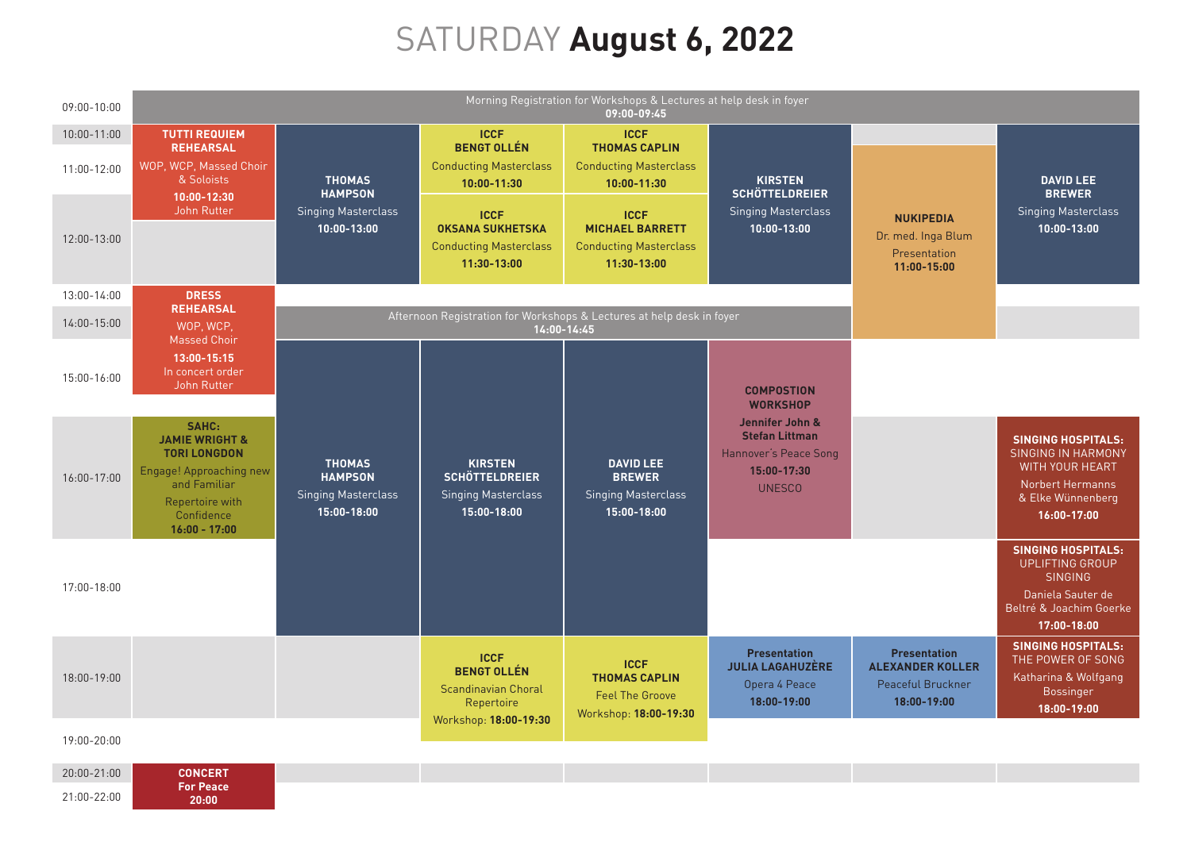# SATURDAY **August 6, 2022**

| Time | Column 1 | Column 2 | Column 3 | Column 4 | Column 5 | Column 6 | Column 7 |
|---|---|---|---|---|---|---|---|
| 09:00-10:00 | Morning Registration for Workshops & Lectures at help desk in foyer **09:00-09:45** | | | | | | |
| 10:00-11:00 | **TUTTI REQUIEM REHEARSAL** WOP, WCP, Massed Choir & Soloists **10:00-12:30** John Rutter | **THOMAS HAMPSON** Singing Masterclass **10:00-13:00** | **ICCF BENGT OLLÉN** Conducting Masterclass **10:00-11:30** | **ICCF THOMAS CAPLIN** Conducting Masterclass **10:00-11:30** | **KIRSTEN SCHÖTTELDREIER** Singing Masterclass **10:00-13:00** | | **DAVID LEE BREWER** Singing Masterclass **10:00-13:00** |
| 11:00-12:00 | | | | | | **NUKIPEDIA** Dr. med. Inga Blum Presentation **11:00-15:00** | |
| 12:00-13:00 | | | **ICCF OKSANA SUKHETSKA** Conducting Masterclass **11:30-13:00** | **ICCF MICHAEL BARRETT** Conducting Masterclass **11:30-13:00** | | | |
| 13:00-14:00 | **DRESS REHEARSAL** WOP, WCP, Massed Choir **13:00-15:15** In concert order John Rutter | | | | | | |
| 14:00-15:00 | | Afternoon Registration for Workshops & Lectures at help desk in foyer **14:00-14:45** | | | | | |
| 15:00-16:00 | | **THOMAS HAMPSON** Singing Masterclass **15:00-18:00** | **KIRSTEN SCHÖTTELDREIER** Singing Masterclass **15:00-18:00** | **DAVID LEE BREWER** Singing Masterclass **15:00-18:00** | **COMPOSTION WORKSHOP** **Jennifer John & Stefan Littman** Hannover's Peace Song **15:00-17:30** UNESCO | | |
| 16:00-17:00 | **SAHC: JAMIE WRIGHT & TORI LONGDON** Engage! Approaching new and Familiar Repertoire with Confidence **16:00 - 17:00** | | | | | | **SINGING HOSPITALS: SINGING IN HARMONY WITH YOUR HEART** Norbert Hermanns & Elke Wünnenberg **16:00-17:00** |
| 17:00-18:00 | | | | | | | **SINGING HOSPITALS: UPLIFTING GROUP SINGING** Daniela Sauter de Beltré & Joachim Goerke **17:00-18:00** |
| 18:00-19:00 | | | **ICCF BENGT OLLÉN** Scandinavian Choral Repertoire Workshop: **18:00-19:30** | **ICCF THOMAS CAPLIN** Feel The Groove Workshop: **18:00-19:30** | **Presentation JULIA LAGAHUZÈRE** Opera 4 Peace **18:00-19:00** | **Presentation ALEXANDER KOLLER** Peaceful Bruckner **18:00-19:00** | **SINGING HOSPITALS: THE POWER OF SONG** Katharina & Wolfgang Bossinger **18:00-19:00** |
| 19:00-20:00 | | | | | | | |
| 20:00-21:00 | **CONCERT For Peace 20:00** | | | | | | |
| 21:00-22:00 | | | | | | | |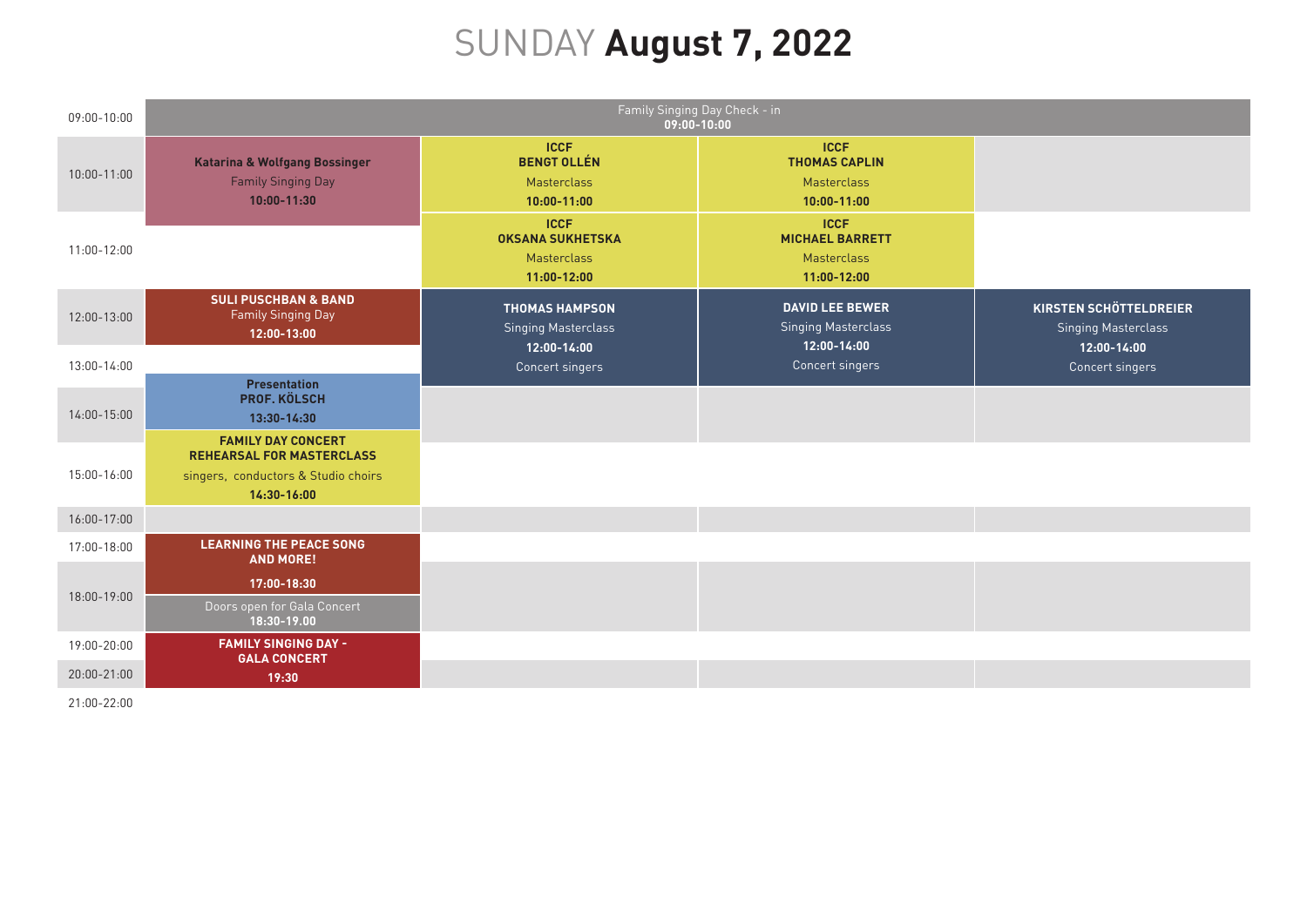# SUNDAY **August 7, 2022**

| | | | | |
|---|---|---|---|---|
| 09:00-10:00 | Family Singing Day Check - in **09:00-10:00** | | | |
| 10:00-11:00 | **Katarina & Wolfgang Bossinger** Family Singing Day **10:00-11:30** | **ICCF** **BENGT OLLÉN** Masterclass **10:00-11:00** | **ICCF** **THOMAS CAPLIN** Masterclass **10:00-11:00** | |
| 11:00-12:00 | | **ICCF** **OKSANA SUKHETSKA** Masterclass **11:00-12:00** | **ICCF** **MICHAEL BARRETT** Masterclass **11:00-12:00** | |
| 12:00-13:00 | **SULI PUSCHBAN & BAND** Family Singing Day **12:00-13:00** | **THOMAS HAMPSON** Singing Masterclass **12:00-14:00** Concert singers | **DAVID LEE BEWER** Singing Masterclass **12:00-14:00** Concert singers | **KIRSTEN SCHÖTTELDREIER** Singing Masterclass **12:00-14:00** Concert singers |
| 13:00-14:00 | | | | |
| 14:00-15:00 | **Presentation** **PROF. KÖLSCH** **13:30-14:30** | | | |
| 15:00-16:00 | **FAMILY DAY CONCERT REHEARSAL FOR MASTERCLASS** singers, conductors & Studio choirs **14:30-16:00** | | | |
| 16:00-17:00 | | | | |
| 17:00-18:00 | **LEARNING THE PEACE SONG AND MORE!** **17:00-18:30** | | | |
| 18:00-19:00 | Doors open for Gala Concert **18:30-19.00** | | | |
| 19:00-20:00 | **FAMILY SINGING DAY - GALA CONCERT** **19:30** | | | |
| 20:00-21:00 | | | | |
| 21:00-22:00 | | | | |